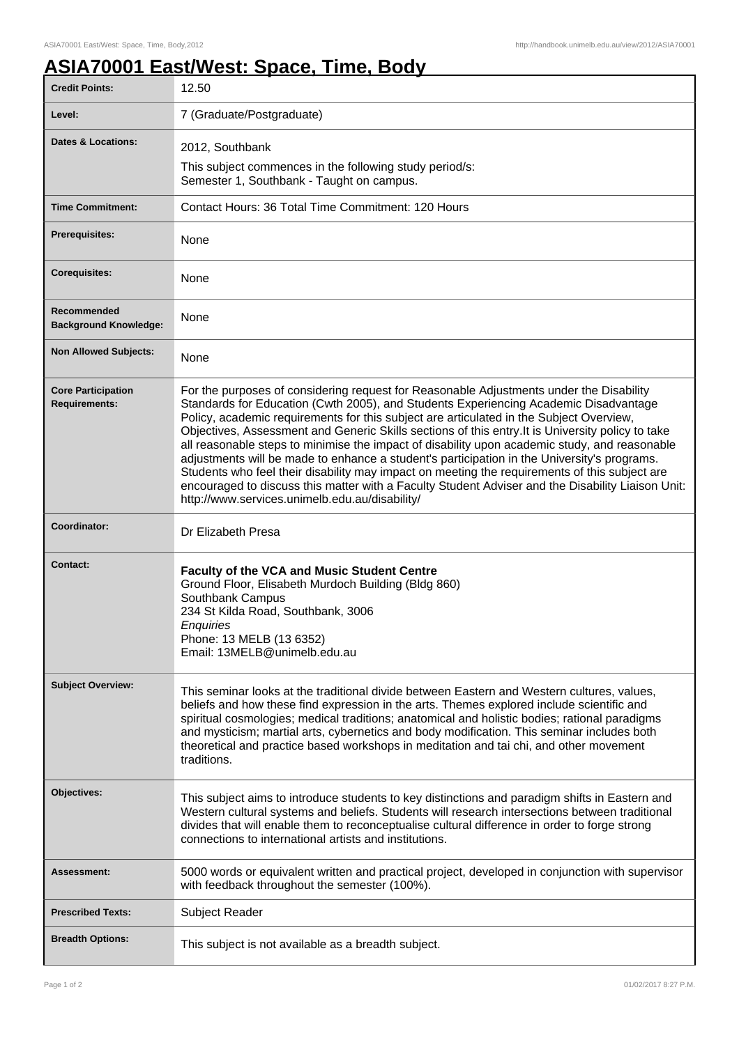# ASIA70001 East/West: Space, Time, Body

| | |
|---|---|
| **Credit Points:** | 12.50 |
| **Level:** | 7 (Graduate/Postgraduate) |
| **Dates & Locations:** | 2012, Southbank<br>This subject commences in the following study period/s:<br>Semester 1, Southbank - Taught on campus. |
| **Time Commitment:** | Contact Hours: 36 Total Time Commitment: 120 Hours |
| **Prerequisites:** | None |
| **Corequisites:** | None |
| **Recommended Background Knowledge:** | None |
| **Non Allowed Subjects:** | None |
| **Core Participation Requirements:** | For the purposes of considering request for Reasonable Adjustments under the Disability Standards for Education (Cwth 2005), and Students Experiencing Academic Disadvantage Policy, academic requirements for this subject are articulated in the Subject Overview, Objectives, Assessment and Generic Skills sections of this entry.It is University policy to take all reasonable steps to minimise the impact of disability upon academic study, and reasonable adjustments will be made to enhance a student's participation in the University's programs. Students who feel their disability may impact on meeting the requirements of this subject are encouraged to discuss this matter with a Faculty Student Adviser and the Disability Liaison Unit: http://www.services.unimelb.edu.au/disability/ |
| **Coordinator:** | Dr Elizabeth Presa |
| **Contact:** | **Faculty of the VCA and Music Student Centre**<br>Ground Floor, Elisabeth Murdoch Building (Bldg 860)<br>Southbank Campus<br>234 St Kilda Road, Southbank, 3006<br>*Enquiries*<br>Phone: 13 MELB (13 6352)<br>Email: 13MELB@unimelb.edu.au |
| **Subject Overview:** | This seminar looks at the traditional divide between Eastern and Western cultures, values, beliefs and how these find expression in the arts. Themes explored include scientific and spiritual cosmologies; medical traditions; anatomical and holistic bodies; rational paradigms and mysticism; martial arts, cybernetics and body modification. This seminar includes both theoretical and practice based workshops in meditation and tai chi, and other movement traditions. |
| **Objectives:** | This subject aims to introduce students to key distinctions and paradigm shifts in Eastern and Western cultural systems and beliefs. Students will research intersections between traditional divides that will enable them to reconceptualise cultural difference in order to forge strong connections to international artists and institutions. |
| **Assessment:** | 5000 words or equivalent written and practical project, developed in conjunction with supervisor with feedback throughout the semester (100%). |
| **Prescribed Texts:** | Subject Reader |
| **Breadth Options:** | This subject is not available as a breadth subject. |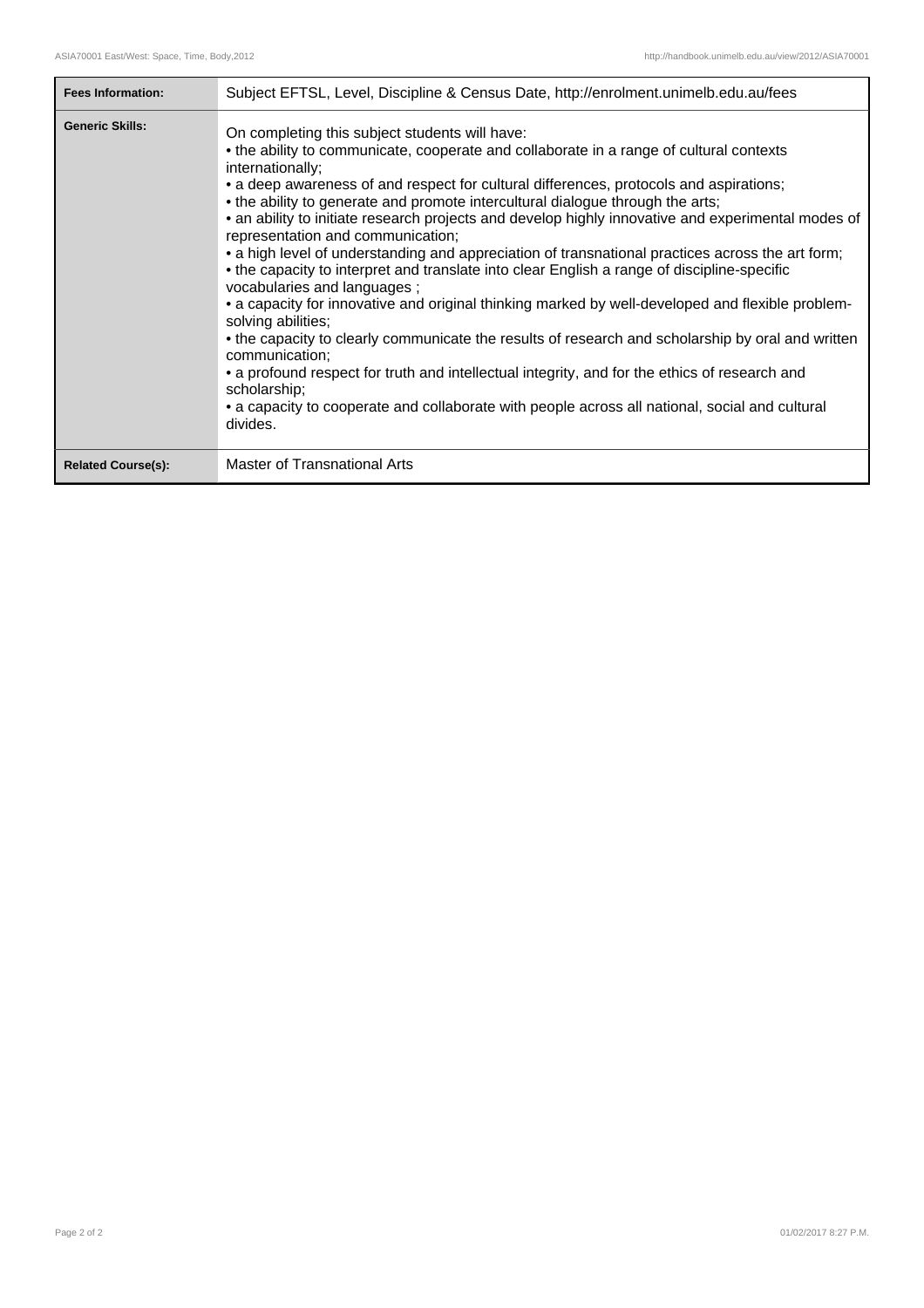| | |
|---|---|
| **Fees Information:** | Subject EFTSL, Level, Discipline & Census Date, http://enrolment.unimelb.edu.au/fees |
| **Generic Skills:** | On completing this subject students will have: • the ability to communicate, cooperate and collaborate in a range of cultural contexts internationally; • a deep awareness of and respect for cultural differences, protocols and aspirations; • the ability to generate and promote intercultural dialogue through the arts; • an ability to initiate research projects and develop highly innovative and experimental modes of representation and communication; • a high level of understanding and appreciation of transnational practices across the art form; • the capacity to interpret and translate into clear English a range of discipline-specific vocabularies and languages ; • a capacity for innovative and original thinking marked by well-developed and flexible problem-solving abilities; • the capacity to clearly communicate the results of research and scholarship by oral and written communication; • a profound respect for truth and intellectual integrity, and for the ethics of research and scholarship; • a capacity to cooperate and collaborate with people across all national, social and cultural divides. |
| **Related Course(s):** | Master of Transnational Arts |